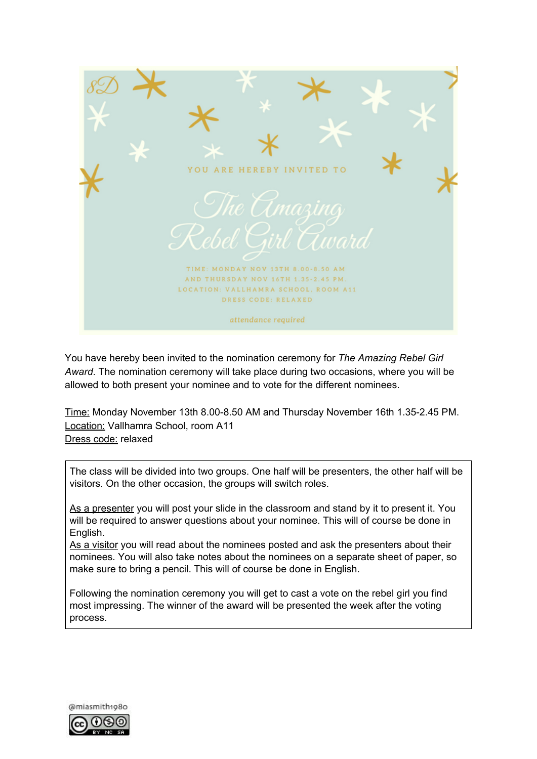8D

YOU ARE HEREBY INVITED TO

# The Amazing Rebel Girl Award

TIME: MONDAY NOV 13TH 8.00-8.50 AM
AND THURSDAY NOV 16TH 1.35-2.45 PM.
LOCATION: VALLHAMRA SCHOOL, ROOM A11
DRESS CODE: RELAXED

*attendance required*

You have hereby been invited to the nomination ceremony for *The Amazing Rebel Girl Award*. The nomination ceremony will take place during two occasions, where you will be allowed to both present your nominee and to vote for the different nominees.

Time: Monday November 13th 8.00-8.50 AM and Thursday November 16th 1.35-2.45 PM.
Location: Vallhamra School, room A11
Dress code: relaxed

The class will be divided into two groups. One half will be presenters, the other half will be visitors. On the other occasion, the groups will switch roles.

As a presenter you will post your slide in the classroom and stand by it to present it. You will be required to answer questions about your nominee. This will of course be done in English.
As a visitor you will read about the nominees posted and ask the presenters about their nominees. You will also take notes about the nominees on a separate sheet of paper, so make sure to bring a pencil. This will of course be done in English.

Following the nomination ceremony you will get to cast a vote on the rebel girl you find most impressing. The winner of the award will be presented the week after the voting process.

@miasmith1980

CC BY NC SA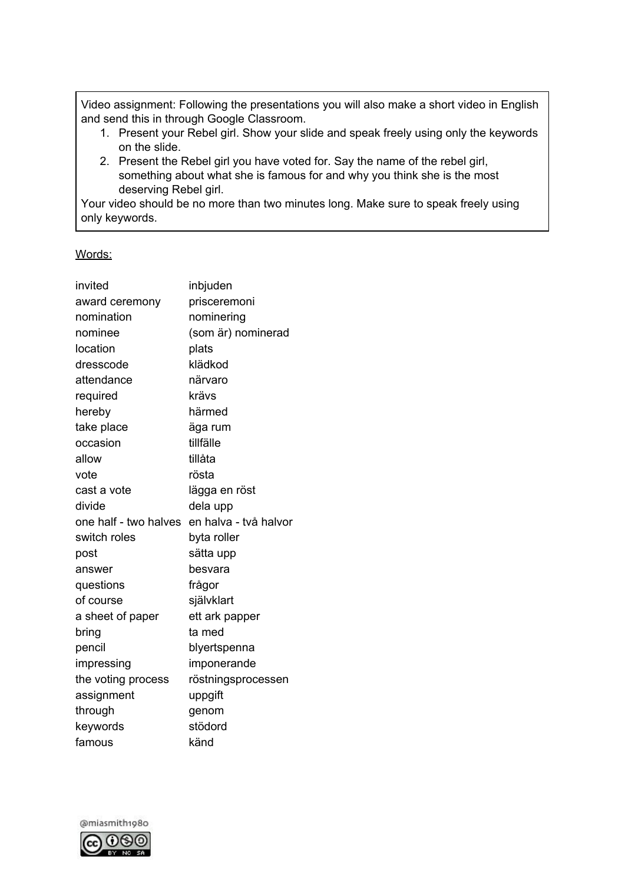Video assignment: Following the presentations you will also make a short video in English and send this in through Google Classroom.

1. Present your Rebel girl. Show your slide and speak freely using only the keywords on the slide.
2. Present the Rebel girl you have voted for. Say the name of the rebel girl, something about what she is famous for and why you think she is the most deserving Rebel girl.

Your video should be no more than two minutes long. Make sure to speak freely using only keywords.

<u>Words:</u>

| | |
|---|---|
| invited | inbjuden |
| award ceremony | prisceremoni |
| nomination | nominering |
| nominee | (som är) nominerad |
| location | plats |
| dresscode | klädkod |
| attendance | närvaro |
| required | krävs |
| hereby | härmed |
| take place | äga rum |
| occasion | tillfälle |
| allow | tillåta |
| vote | rösta |
| cast a vote | lägga en röst |
| divide | dela upp |
| one half - two halves | en halva - två halvor |
| switch roles | byta roller |
| post | sätta upp |
| answer | besvara |
| questions | frågor |
| of course | självklart |
| a sheet of paper | ett ark papper |
| bring | ta med |
| pencil | blyertspenna |
| impressing | imponerande |
| the voting process | röstningsprocessen |
| assignment | uppgift |
| through | genom |
| keywords | stödord |
| famous | känd |

@miasmith1980